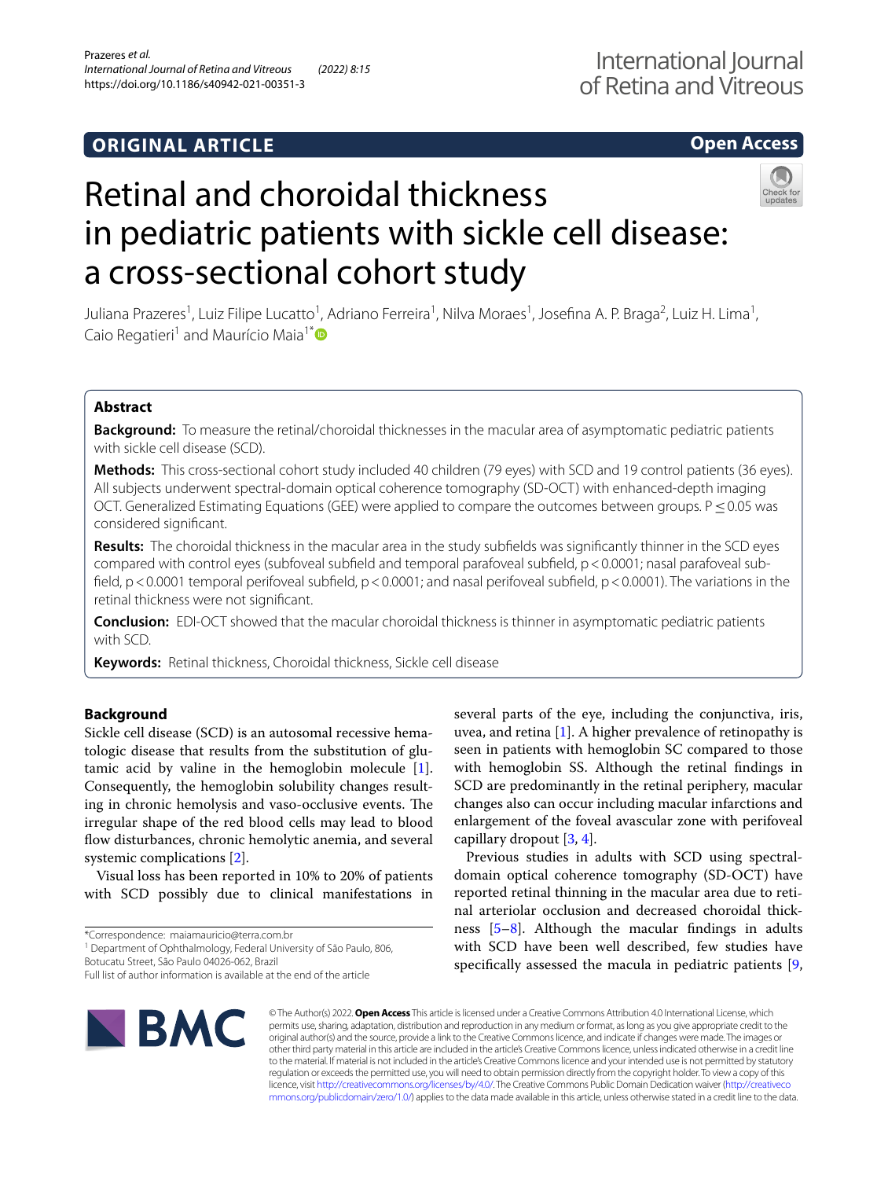ORIGINAL ARTICLE

Open Access

# Retinal and choroidal thickness in pediatric patients with sickle cell disease: a cross-sectional cohort study

Juliana Prazeres[1], Luiz Filipe Lucatto[1], Adriano Ferreira[1], Nilva Moraes[1], Josefina A. P. Braga[2], Luiz H. Lima[1], Caio Regatieri[1] and Maurício Maia[1*]

## Abstract

**Background:** To measure the retinal/choroidal thicknesses in the macular area of asymptomatic pediatric patients with sickle cell disease (SCD).

**Methods:** This cross-sectional cohort study included 40 children (79 eyes) with SCD and 19 control patients (36 eyes). All subjects underwent spectral-domain optical coherence tomography (SD-OCT) with enhanced-depth imaging OCT. Generalized Estimating Equations (GEE) were applied to compare the outcomes between groups. $P \leq 0.05$ was considered significant.

**Results:** The choroidal thickness in the macular area in the study subfields was significantly thinner in the SCD eyes compared with control eyes (subfoveal subfield and temporal parafoveal subfield, $p < 0.0001$; nasal parafoveal subfield, $p < 0.0001$ temporal perifoveal subfield, $p < 0.0001$; and nasal perifoveal subfield, $p < 0.0001$). The variations in the retinal thickness were not significant.

**Conclusion:** EDI-OCT showed that the macular choroidal thickness is thinner in asymptomatic pediatric patients with SCD.

**Keywords:** Retinal thickness, Choroidal thickness, Sickle cell disease

## Background

Sickle cell disease (SCD) is an autosomal recessive hematologic disease that results from the substitution of glutamic acid by valine in the hemoglobin molecule [1]. Consequently, the hemoglobin solubility changes resulting in chronic hemolysis and vaso-occlusive events. The irregular shape of the red blood cells may lead to blood flow disturbances, chronic hemolytic anemia, and several systemic complications [2].

Visual loss has been reported in 10% to 20% of patients with SCD possibly due to clinical manifestations in several parts of the eye, including the conjunctiva, iris, uvea, and retina [1]. A higher prevalence of retinopathy is seen in patients with hemoglobin SC compared to those with hemoglobin SS. Although the retinal findings in SCD are predominantly in the retinal periphery, macular changes also can occur including macular infarctions and enlargement of the foveal avascular zone with perifoveal capillary dropout [3, 4].

Previous studies in adults with SCD using spectral-domain optical coherence tomography (SD-OCT) have reported retinal thinning in the macular area due to retinal arteriolar occlusion and decreased choroidal thickness [5–8]. Although the macular findings in adults with SCD have been well described, few studies have specifically assessed the macula in pediatric patients [9,

*Correspondence: maiamauricio@terra.com.br
[1] Department of Ophthalmology, Federal University of São Paulo, 806, Botucatu Street, São Paulo 04026-062, Brazil
Full list of author information is available at the end of the article

© The Author(s) 2022. **Open Access** This article is licensed under a Creative Commons Attribution 4.0 International License, which permits use, sharing, adaptation, distribution and reproduction in any medium or format, as long as you give appropriate credit to the original author(s) and the source, provide a link to the Creative Commons licence, and indicate if changes were made. The images or other third party material in this article are included in the article's Creative Commons licence, unless indicated otherwise in a credit line to the material. If material is not included in the article's Creative Commons licence and your intended use is not permitted by statutory regulation or exceeds the permitted use, you will need to obtain permission directly from the copyright holder. To view a copy of this licence, visit http://creativecommons.org/licenses/by/4.0/. The Creative Commons Public Domain Dedication waiver (http://creativecommons.org/publicdomain/zero/1.0/) applies to the data made available in this article, unless otherwise stated in a credit line to the data.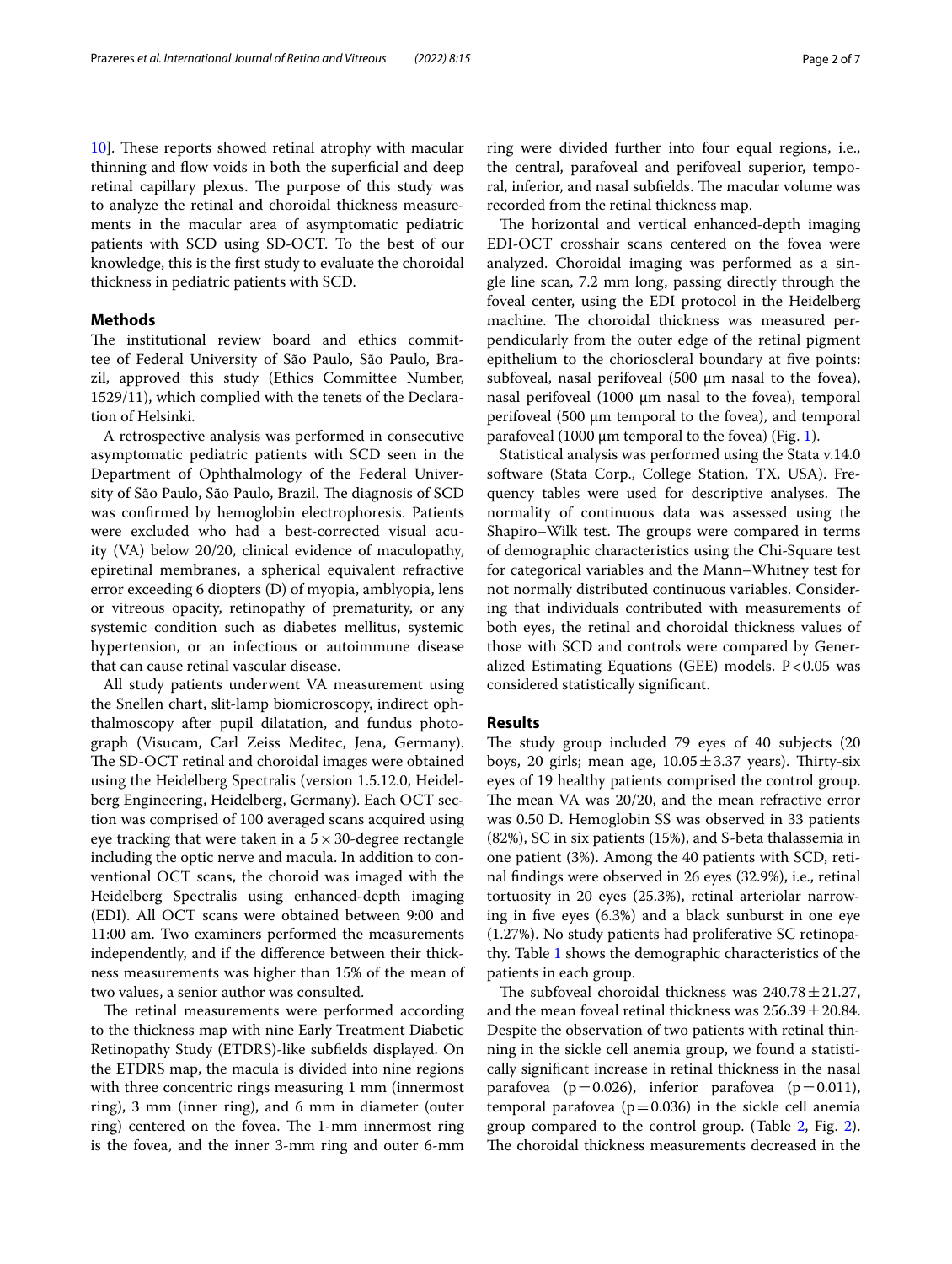10]. These reports showed retinal atrophy with macular thinning and flow voids in both the superficial and deep retinal capillary plexus. The purpose of this study was to analyze the retinal and choroidal thickness measurements in the macular area of asymptomatic pediatric patients with SCD using SD-OCT. To the best of our knowledge, this is the first study to evaluate the choroidal thickness in pediatric patients with SCD.

## Methods

The institutional review board and ethics committee of Federal University of São Paulo, São Paulo, Brazil, approved this study (Ethics Committee Number, 1529/11), which complied with the tenets of the Declaration of Helsinki.

A retrospective analysis was performed in consecutive asymptomatic pediatric patients with SCD seen in the Department of Ophthalmology of the Federal University of São Paulo, São Paulo, Brazil. The diagnosis of SCD was confirmed by hemoglobin electrophoresis. Patients were excluded who had a best-corrected visual acuity (VA) below 20/20, clinical evidence of maculopathy, epiretinal membranes, a spherical equivalent refractive error exceeding 6 diopters (D) of myopia, amblyopia, lens or vitreous opacity, retinopathy of prematurity, or any systemic condition such as diabetes mellitus, systemic hypertension, or an infectious or autoimmune disease that can cause retinal vascular disease.

All study patients underwent VA measurement using the Snellen chart, slit-lamp biomicroscopy, indirect ophthalmoscopy after pupil dilatation, and fundus photograph (Visucam, Carl Zeiss Meditec, Jena, Germany). The SD-OCT retinal and choroidal images were obtained using the Heidelberg Spectralis (version 1.5.12.0, Heidelberg Engineering, Heidelberg, Germany). Each OCT section was comprised of 100 averaged scans acquired using eye tracking that were taken in a $5 \times 30$-degree rectangle including the optic nerve and macula. In addition to conventional OCT scans, the choroid was imaged with the Heidelberg Spectralis using enhanced-depth imaging (EDI). All OCT scans were obtained between 9:00 and 11:00 am. Two examiners performed the measurements independently, and if the difference between their thickness measurements was higher than 15% of the mean of two values, a senior author was consulted.

The retinal measurements were performed according to the thickness map with nine Early Treatment Diabetic Retinopathy Study (ETDRS)-like subfields displayed. On the ETDRS map, the macula is divided into nine regions with three concentric rings measuring 1 mm (innermost ring), 3 mm (inner ring), and 6 mm in diameter (outer ring) centered on the fovea. The 1-mm innermost ring is the fovea, and the inner 3-mm ring and outer 6-mm ring were divided further into four equal regions, i.e., the central, parafoveal and perifoveal superior, temporal, inferior, and nasal subfields. The macular volume was recorded from the retinal thickness map.

The horizontal and vertical enhanced-depth imaging EDI-OCT crosshair scans centered on the fovea were analyzed. Choroidal imaging was performed as a single line scan, 7.2 mm long, passing directly through the foveal center, using the EDI protocol in the Heidelberg machine. The choroidal thickness was measured perpendicularly from the outer edge of the retinal pigment epithelium to the chorioscleral boundary at five points: subfoveal, nasal perifoveal (500 µm nasal to the fovea), nasal perifoveal (1000 µm nasal to the fovea), temporal perifoveal (500 µm temporal to the fovea), and temporal parafoveal (1000 µm temporal to the fovea) (Fig. 1).

Statistical analysis was performed using the Stata v.14.0 software (Stata Corp., College Station, TX, USA). Frequency tables were used for descriptive analyses. The normality of continuous data was assessed using the Shapiro–Wilk test. The groups were compared in terms of demographic characteristics using the Chi-Square test for categorical variables and the Mann–Whitney test for not normally distributed continuous variables. Considering that individuals contributed with measurements of both eyes, the retinal and choroidal thickness values of those with SCD and controls were compared by Generalized Estimating Equations (GEE) models. $P < 0.05$ was considered statistically significant.

## Results

The study group included 79 eyes of 40 subjects (20 boys, 20 girls; mean age, $10.05 \pm 3.37$ years). Thirty-six eyes of 19 healthy patients comprised the control group. The mean VA was 20/20, and the mean refractive error was 0.50 D. Hemoglobin SS was observed in 33 patients (82%), SC in six patients (15%), and S-beta thalassemia in one patient (3%). Among the 40 patients with SCD, retinal findings were observed in 26 eyes (32.9%), i.e., retinal tortuosity in 20 eyes (25.3%), retinal arteriolar narrowing in five eyes (6.3%) and a black sunburst in one eye (1.27%). No study patients had proliferative SC retinopathy. Table 1 shows the demographic characteristics of the patients in each group.

The subfoveal choroidal thickness was $240.78 \pm 21.27$, and the mean foveal retinal thickness was $256.39 \pm 20.84$. Despite the observation of two patients with retinal thinning in the sickle cell anemia group, we found a statistically significant increase in retinal thickness in the nasal parafovea ($p = 0.026$), inferior parafovea ($p = 0.011$), temporal parafovea ($p = 0.036$) in the sickle cell anemia group compared to the control group. (Table 2, Fig. 2). The choroidal thickness measurements decreased in the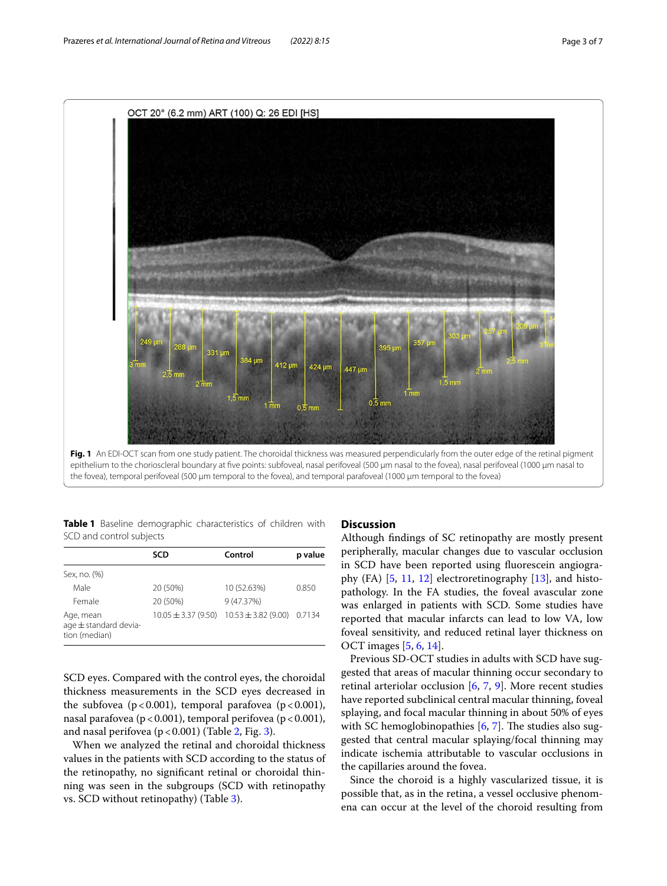OCT 20° (6.2 mm) ART (100) Q: 26 EDI [HS]

249 µm
288 µm
331 µm
384 µm
412 µm
424 µm
447 µm
395 µm
357 µm
303 µm
257 µm
209 µm
3 mm
2,5 mm
2 mm
1,5 mm
1 mm
0,5 mm
0,5 mm
1 mm
1,5 mm
2 mm
2,5 mm
3 mm

**Fig. 1** An EDI-OCT scan from one study patient. The choroidal thickness was measured perpendicularly from the outer edge of the retinal pigment epithelium to the chorioscleral boundary at five points: subfoveal, nasal perifoveal (500 µm nasal to the fovea), nasal perifoveal (1000 µm nasal to the fovea), temporal perifoveal (500 µm temporal to the fovea), and temporal parafoveal (1000 µm temporal to the fovea)

**Table 1** Baseline demographic characteristics of children with SCD and control subjects

| | SCD | Control | p value |
|---|---|---|---|
| Sex, no. (%) | | | |
| Male | 20 (50%) | 10 (52.63%) | 0.850 |
| Female | 20 (50%) | 9 (47.37%) | |
| Age, mean age ± standard deviation (median) | 10.05 ± 3.37 (9.50) | 10.53 ± 3.82 (9.00) | 0.7134 |

SCD eyes. Compared with the control eyes, the choroidal thickness measurements in the SCD eyes decreased in the subfovea ($p<0.001$), temporal parafovea ($p<0.001$), nasal parafovea ($p<0.001$), temporal perifovea ($p<0.001$), and nasal perifovea ($p<0.001$) (Table 2, Fig. 3).

When we analyzed the retinal and choroidal thickness values in the patients with SCD according to the status of the retinopathy, no significant retinal or choroidal thinning was seen in the subgroups (SCD with retinopathy vs. SCD without retinopathy) (Table 3).

## Discussion

Although findings of SC retinopathy are mostly present peripherally, macular changes due to vascular occlusion in SCD have been reported using fluorescein angiography (FA) [5, 11, 12] electroretinography [13], and histopathology. In the FA studies, the foveal avascular zone was enlarged in patients with SCD. Some studies have reported that macular infarcts can lead to low VA, low foveal sensitivity, and reduced retinal layer thickness on OCT images [5, 6, 14].

Previous SD-OCT studies in adults with SCD have suggested that areas of macular thinning occur secondary to retinal arteriolar occlusion [6, 7, 9]. More recent studies have reported subclinical central macular thinning, foveal splaying, and focal macular thinning in about 50% of eyes with SC hemoglobinopathies [6, 7]. The studies also suggested that central macular splaying/focal thinning may indicate ischemia attributable to vascular occlusions in the capillaries around the fovea.

Since the choroid is a highly vascularized tissue, it is possible that, as in the retina, a vessel occlusive phenomena can occur at the level of the choroid resulting from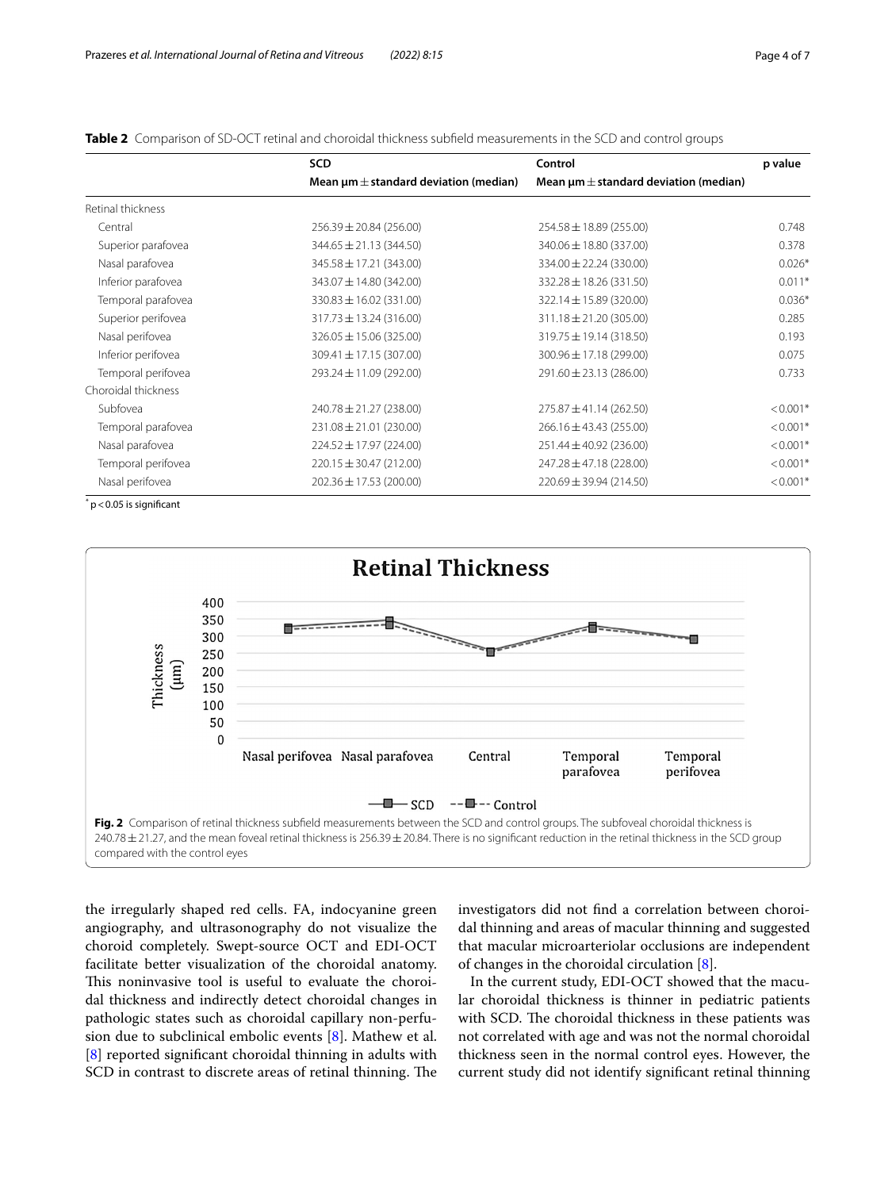**Table 2** Comparison of SD-OCT retinal and choroidal thickness subfield measurements in the SCD and control groups

| | SCD<br>Mean μm ± standard deviation (median) | Control<br>Mean μm ± standard deviation (median) | p value |
|---|---|---|---|
| Retinal thickness | | | |
| Central | 256.39 ± 20.84 (256.00) | 254.58 ± 18.89 (255.00) | 0.748 |
| Superior parafovea | 344.65 ± 21.13 (344.50) | 340.06 ± 18.80 (337.00) | 0.378 |
| Nasal parafovea | 345.58 ± 17.21 (343.00) | 334.00 ± 22.24 (330.00) | 0.026* |
| Inferior parafovea | 343.07 ± 14.80 (342.00) | 332.28 ± 18.26 (331.50) | 0.011* |
| Temporal parafovea | 330.83 ± 16.02 (331.00) | 322.14 ± 15.89 (320.00) | 0.036* |
| Superior perifovea | 317.73 ± 13.24 (316.00) | 311.18 ± 21.20 (305.00) | 0.285 |
| Nasal perifovea | 326.05 ± 15.06 (325.00) | 319.75 ± 19.14 (318.50) | 0.193 |
| Inferior perifovea | 309.41 ± 17.15 (307.00) | 300.96 ± 17.18 (299.00) | 0.075 |
| Temporal perifovea | 293.24 ± 11.09 (292.00) | 291.60 ± 23.13 (286.00) | 0.733 |
| Choroidal thickness | | | |
| Subfovea | 240.78 ± 21.27 (238.00) | 275.87 ± 41.14 (262.50) | <0.001* |
| Temporal parafovea | 231.08 ± 21.01 (230.00) | 266.16 ± 43.43 (255.00) | <0.001* |
| Nasal parafovea | 224.52 ± 17.97 (224.00) | 251.44 ± 40.92 (236.00) | <0.001* |
| Temporal perifovea | 220.15 ± 30.47 (212.00) | 247.28 ± 47.18 (228.00) | <0.001* |
| Nasal perifovea | 202.36 ± 17.53 (200.00) | 220.69 ± 39.94 (214.50) | <0.001* |

\* $p < 0.05$ is significant

Retinal Thickness

Thickness (μm)

400
350
300
250
200
150
100
50
0

Nasal perifovea
Nasal parafovea
Central
Temporal parafovea
Temporal perifovea

SCD
Control

**Fig. 2** Comparison of retinal thickness subfield measurements between the SCD and control groups. The subfoveal choroidal thickness is 240.78 ± 21.27, and the mean foveal retinal thickness is 256.39 ± 20.84. There is no significant reduction in the retinal thickness in the SCD group compared with the control eyes

the irregularly shaped red cells. FA, indocyanine green angiography, and ultrasonography do not visualize the choroid completely. Swept-source OCT and EDI-OCT facilitate better visualization of the choroidal anatomy. This noninvasive tool is useful to evaluate the choroidal thickness and indirectly detect choroidal changes in pathologic states such as choroidal capillary non-perfusion due to subclinical embolic events [8]. Mathew et al. [8] reported significant choroidal thinning in adults with SCD in contrast to discrete areas of retinal thinning. The investigators did not find a correlation between choroidal thinning and areas of macular thinning and suggested that macular microarteriolar occlusions are independent of changes in the choroidal circulation [8].

In the current study, EDI-OCT showed that the macular choroidal thickness is thinner in pediatric patients with SCD. The choroidal thickness in these patients was not correlated with age and was not the normal choroidal thickness seen in the normal control eyes. However, the current study did not identify significant retinal thinning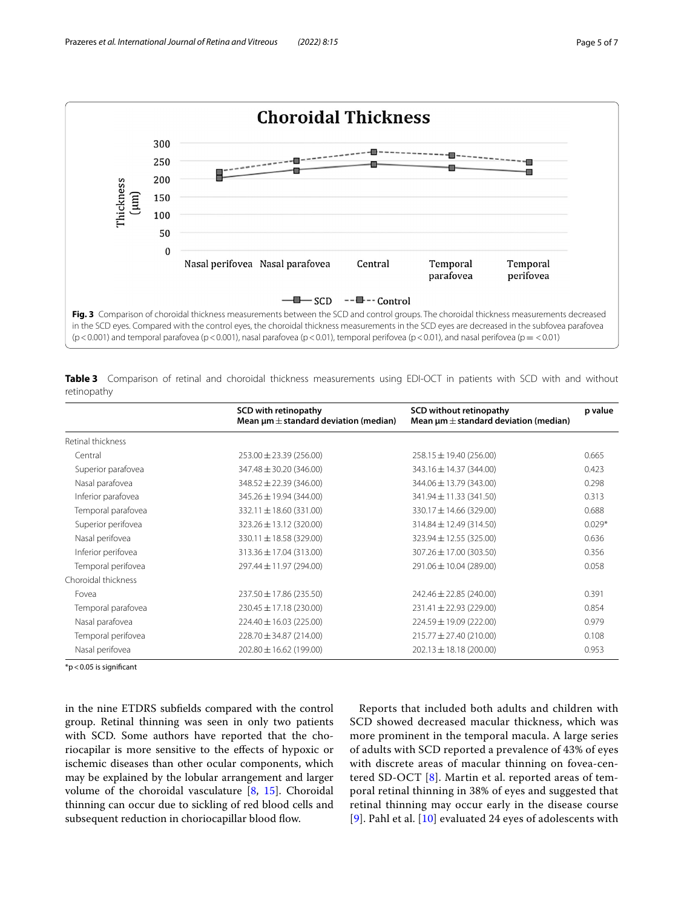**Fig. 3** Comparison of choroidal thickness measurements between the SCD and control groups. The choroidal thickness measurements decreased in the SCD eyes. Compared with the control eyes, the choroidal thickness measurements in the SCD eyes are decreased in the subfovea parafovea ($p < 0.001$) and temporal parafovea ($p < 0.001$), nasal parafovea ($p < 0.01$), temporal perifovea ($p < 0.01$), and nasal perifovea ($p = < 0.01$)

**Table 3** Comparison of retinal and choroidal thickness measurements using EDI-OCT in patients with SCD with and without retinopathy

| | SCD with retinopathy Mean μm ± standard deviation (median) | SCD without retinopathy Mean μm ± standard deviation (median) | p value |
|---|---|---|---|
| Retinal thickness | | | |
| Central | 253.00 ± 23.39 (256.00) | 258.15 ± 19.40 (256.00) | 0.665 |
| Superior parafovea | 347.48 ± 30.20 (346.00) | 343.16 ± 14.37 (344.00) | 0.423 |
| Nasal parafovea | 348.52 ± 22.39 (346.00) | 344.06 ± 13.79 (343.00) | 0.298 |
| Inferior parafovea | 345.26 ± 19.94 (344.00) | 341.94 ± 11.33 (341.50) | 0.313 |
| Temporal parafovea | 332.11 ± 18.60 (331.00) | 330.17 ± 14.66 (329.00) | 0.688 |
| Superior perifovea | 323.26 ± 13.12 (320.00) | 314.84 ± 12.49 (314.50) | 0.029* |
| Nasal perifovea | 330.11 ± 18.58 (329.00) | 323.94 ± 12.55 (325.00) | 0.636 |
| Inferior perifovea | 313.36 ± 17.04 (313.00) | 307.26 ± 17.00 (303.50) | 0.356 |
| Temporal perifovea | 297.44 ± 11.97 (294.00) | 291.06 ± 10.04 (289.00) | 0.058 |
| Choroidal thickness | | | |
| Fovea | 237.50 ± 17.86 (235.50) | 242.46 ± 22.85 (240.00) | 0.391 |
| Temporal parafovea | 230.45 ± 17.18 (230.00) | 231.41 ± 22.93 (229.00) | 0.854 |
| Nasal parafovea | 224.40 ± 16.03 (225.00) | 224.59 ± 19.09 (222.00) | 0.979 |
| Temporal perifovea | 228.70 ± 34.87 (214.00) | 215.77 ± 27.40 (210.00) | 0.108 |
| Nasal perifovea | 202.80 ± 16.62 (199.00) | 202.13 ± 18.18 (200.00) | 0.953 |

*$p < 0.05$ is significant

in the nine ETDRS subfields compared with the control group. Retinal thinning was seen in only two patients with SCD. Some authors have reported that the choriocapilar is more sensitive to the effects of hypoxic or ischemic diseases than other ocular components, which may be explained by the lobular arrangement and larger volume of the choroidal vasculature [8, 15]. Choroidal thinning can occur due to sickling of red blood cells and subsequent reduction in choriocapillar blood flow.

Reports that included both adults and children with SCD showed decreased macular thickness, which was more prominent in the temporal macula. A large series of adults with SCD reported a prevalence of 43% of eyes with discrete areas of macular thinning on fovea-centered SD-OCT [8]. Martin et al. reported areas of temporal retinal thinning in 38% of eyes and suggested that retinal thinning may occur early in the disease course [9]. Pahl et al. [10] evaluated 24 eyes of adolescents with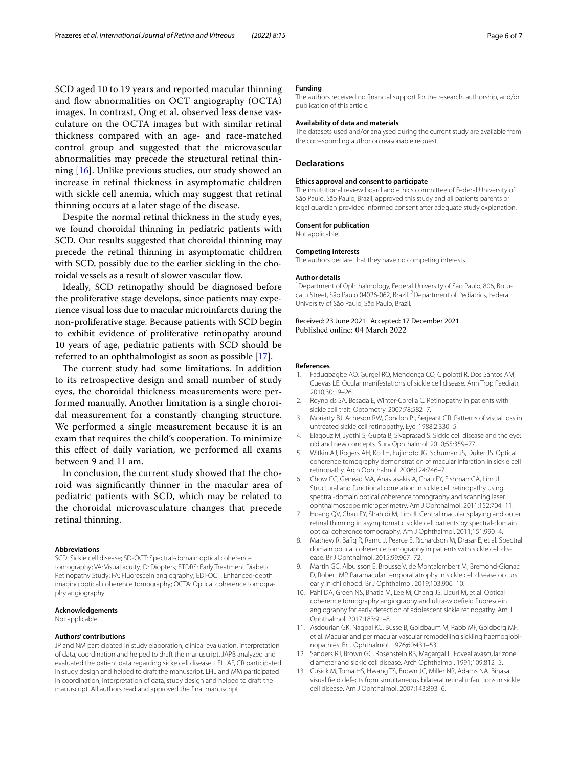SCD aged 10 to 19 years and reported macular thinning and flow abnormalities on OCT angiography (OCTA) images. In contrast, Ong et al. observed less dense vasculature on the OCTA images but with similar retinal thickness compared with an age- and race-matched control group and suggested that the microvascular abnormalities may precede the structural retinal thinning [16]. Unlike previous studies, our study showed an increase in retinal thickness in asymptomatic children with sickle cell anemia, which may suggest that retinal thinning occurs at a later stage of the disease.

Despite the normal retinal thickness in the study eyes, we found choroidal thinning in pediatric patients with SCD. Our results suggested that choroidal thinning may precede the retinal thinning in asymptomatic children with SCD, possibly due to the earlier sickling in the choroidal vessels as a result of slower vascular flow.

Ideally, SCD retinopathy should be diagnosed before the proliferative stage develops, since patients may experience visual loss due to macular microinfarcts during the non-proliferative stage. Because patients with SCD begin to exhibit evidence of proliferative retinopathy around 10 years of age, pediatric patients with SCD should be referred to an ophthalmologist as soon as possible [17].

The current study had some limitations. In addition to its retrospective design and small number of study eyes, the choroidal thickness measurements were performed manually. Another limitation is a single choroidal measurement for a constantly changing structure. We performed a single measurement because it is an exam that requires the child's cooperation. To minimize this effect of daily variation, we performed all exams between 9 and 11 am.

In conclusion, the current study showed that the choroid was significantly thinner in the macular area of pediatric patients with SCD, which may be related to the choroidal microvasculature changes that precede retinal thinning.

#### Abbreviations

SCD: Sickle cell disease; SD-OCT: Spectral-domain optical coherence tomography; VA: Visual acuity; D: Diopters; ETDRS: Early Treatment Diabetic Retinopathy Study; FA: Fluorescein angiography; EDI-OCT: Enhanced-depth imaging optical coherence tomography; OCTA: Optical coherence tomography angiography.

#### Acknowledgements

Not applicable.

#### Authors' contributions

JP and NM participated in study elaboration, clinical evaluation, interpretation of data, coordination and helped to draft the manuscript. JAPB analyzed and evaluated the patient data regarding sicke cell disease. LFL, AF, CR participated in study design and helped to draft the manuscript. LHL and MM participated in coordination, interpretation of data, study design and helped to draft the manuscript. All authors read and approved the final manuscript.

#### Funding

The authors received no financial support for the research, authorship, and/or publication of this article.

#### Availability of data and materials

The datasets used and/or analysed during the current study are available from the corresponding author on reasonable request.

### Declarations

#### Ethics approval and consent to participate

The institutional review board and ethics committee of Federal University of São Paulo, São Paulo, Brazil, approved this study and all patients parents or legal guardian provided informed consent after adequate study explanation.

#### Consent for publication

Not applicable.

#### Competing interests

The authors declare that they have no competing interests.

#### Author details

[1]Department of Ophthalmology, Federal University of São Paulo, 806, Botucatu Street, São Paulo 04026-062, Brazil. [2]Department of Pediatrics, Federal University of São Paulo, São Paulo, Brazil.

Received: 23 June 2021 Accepted: 17 December 2021
Published online: 04 March 2022

#### References

1. Fadugbagbe AO, Gurgel RQ, Mendonça CQ, Cipolotti R, Dos Santos AM, Cuevas LE. Ocular manifestations of sickle cell disease. Ann Trop Paediatr. 2010;30:19–26.
2. Reynolds SA, Besada E, Winter-Corella C. Retinopathy in patients with sickle cell trait. Optometry. 2007;78:582–7.
3. Moriarty BJ, Acheson RW, Condon PI, Serjeant GR. Patterns of visual loss in untreated sickle cell retinopathy. Eye. 1988;2:330–5.
4. Elagouz M, Jyothi S, Gupta B, Sivaprasad S. Sickle cell disease and the eye: old and new concepts. Surv Ophthalmol. 2010;55:359–77.
5. Witkin AJ, Rogers AH, Ko TH, Fujimoto JG, Schuman JS, Duker JS. Optical coherence tomography demonstration of macular infarction in sickle cell retinopathy. Arch Ophthalmol. 2006;124:746–7.
6. Chow CC, Genead MA, Anastasakis A, Chau FY, Fishman GA, Lim JI. Structural and functional correlation in sickle cell retinopathy using spectral-domain optical coherence tomography and scanning laser ophthalmoscope microperimetry. Am J Ophthalmol. 2011;152:704–11.
7. Hoang QV, Chau FY, Shahidi M, Lim JI. Central macular splaying and outer retinal thinning in asymptomatic sickle cell patients by spectral-domain optical coherence tomography. Am J Ophthalmol. 2011;151:990–4.
8. Mathew R, Bafiq R, Ramu J, Pearce E, Richardson M, Drasar E, et al. Spectral domain optical coherence tomography in patients with sickle cell disease. Br J Ophthalmol. 2015;99:967–72.
9. Martin GC, Albuisson E, Brousse V, de Montalembert M, Bremond-Gignac D, Robert MP. Paramacular temporal atrophy in sickle cell disease occurs early in childhood. Br J Ophthalmol. 2019;103:906–10.
10. Pahl DA, Green NS, Bhatia M, Lee M, Chang JS, Licuri M, et al. Optical coherence tomography angiography and ultra-widefield fluorescein angiography for early detection of adolescent sickle retinopathy. Am J Ophthalmol. 2017;183:91–8.
11. Asdourian GK, Nagpal KC, Busse B, Goldbaum M, Rabb MF, Goldberg MF, et al. Macular and perimacular vascular remodelling sickling haemoglobinopathies. Br J Ophthalmol. 1976;60:431–53.
12. Sanders RJ, Brown GC, Rosenstein RB, Magargal L. Foveal avascular zone diameter and sickle cell disease. Arch Ophthalmol. 1991;109:812–5.
13. Cusick M, Toma HS, Hwang TS, Brown JC, Miller NR, Adams NA. Binasal visual field defects from simultaneous bilateral retinal infarctions in sickle cell disease. Am J Ophthalmol. 2007;143:893–6.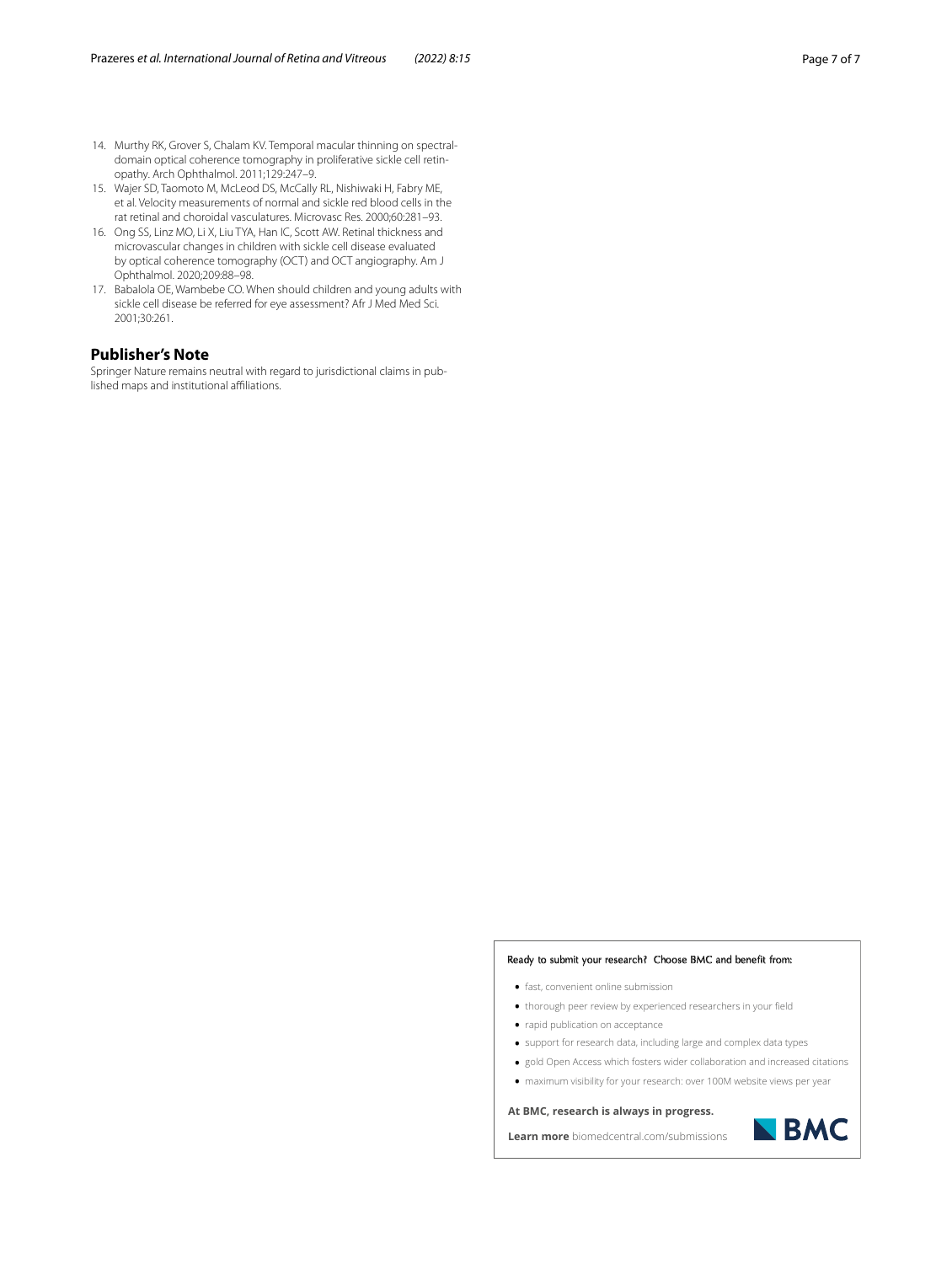14. Murthy RK, Grover S, Chalam KV. Temporal macular thinning on spectral-domain optical coherence tomography in proliferative sickle cell retinopathy. Arch Ophthalmol. 2011;129:247–9.
15. Wajer SD, Taomoto M, McLeod DS, McCally RL, Nishiwaki H, Fabry ME, et al. Velocity measurements of normal and sickle red blood cells in the rat retinal and choroidal vasculatures. Microvasc Res. 2000;60:281–93.
16. Ong SS, Linz MO, Li X, Liu TYA, Han IC, Scott AW. Retinal thickness and microvascular changes in children with sickle cell disease evaluated by optical coherence tomography (OCT) and OCT angiography. Am J Ophthalmol. 2020;209:88–98.
17. Babalola OE, Wambebe CO. When should children and young adults with sickle cell disease be referred for eye assessment? Afr J Med Med Sci. 2001;30:261.

## Publisher's Note

Springer Nature remains neutral with regard to jurisdictional claims in published maps and institutional affiliations.

Ready to submit your research? Choose BMC and benefit from:

- fast, convenient online submission
- thorough peer review by experienced researchers in your field
- rapid publication on acceptance
- support for research data, including large and complex data types
- gold Open Access which fosters wider collaboration and increased citations
- maximum visibility for your research: over 100M website views per year

**At BMC, research is always in progress.**

**Learn more** biomedcentral.com/submissions

BMC